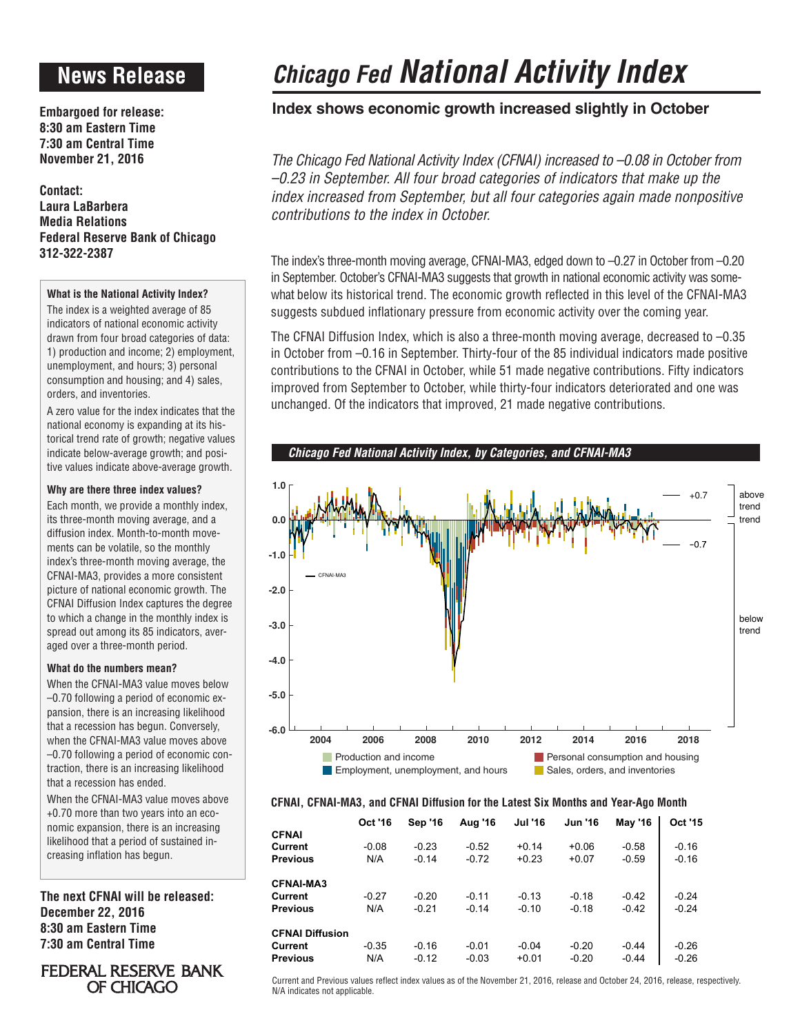# News Release

**Embargoed for release:**
**8:30 am Eastern Time**
**7:30 am Central Time**
**November 21, 2016**

**Contact:**
**Laura LaBarbera**
**Media Relations**
**Federal Reserve Bank of Chicago**
**312-322-2387**

### What is the National Activity Index?

The index is a weighted average of 85 indicators of national economic activity drawn from four broad categories of data: 1) production and income; 2) employment, unemployment, and hours; 3) personal consumption and housing; and 4) sales, orders, and inventories.

A zero value for the index indicates that the national economy is expanding at its historical trend rate of growth; negative values indicate below-average growth; and positive values indicate above-average growth.

### Why are there three index values?

Each month, we provide a monthly index, its three-month moving average, and a diffusion index. Month-to-month movements can be volatile, so the monthly index's three-month moving average, the CFNAI-MA3, provides a more consistent picture of national economic growth. The CFNAI Diffusion Index captures the degree to which a change in the monthly index is spread out among its 85 indicators, averaged over a three-month period.

### What do the numbers mean?

When the CFNAI-MA3 value moves below –0.70 following a period of economic expansion, there is an increasing likelihood that a recession has begun. Conversely, when the CFNAI-MA3 value moves above –0.70 following a period of economic contraction, there is an increasing likelihood that a recession has ended.

When the CFNAI-MA3 value moves above +0.70 more than two years into an economic expansion, there is an increasing likelihood that a period of sustained increasing inflation has begun.

**The next CFNAI will be released:**
**December 22, 2016**
**8:30 am Eastern Time**
**7:30 am Central Time**

FEDERAL RESERVE BANK OF CHICAGO

# *Chicago Fed* National Activity Index

## Index shows economic growth increased slightly in October

*The Chicago Fed National Activity Index (CFNAI) increased to –0.08 in October from –0.23 in September. All four broad categories of indicators that make up the index increased from September, but all four categories again made nonpositive contributions to the index in October.*

The index's three-month moving average, CFNAI-MA3, edged down to –0.27 in October from –0.20 in September. October's CFNAI-MA3 suggests that growth in national economic activity was somewhat below its historical trend. The economic growth reflected in this level of the CFNAI-MA3 suggests subdued inflationary pressure from economic activity over the coming year.

The CFNAI Diffusion Index, which is also a three-month moving average, decreased to –0.35 in October from –0.16 in September. Thirty-four of the 85 individual indicators made positive contributions to the CFNAI in October, while 51 made negative contributions. Fifty indicators improved from September to October, while thirty-four indicators deteriorated and one was unchanged. Of the indicators that improved, 21 made negative contributions.

***Chicago Fed National Activity Index, by Categories, and CFNAI-MA3***

**CFNAI, CFNAI-MA3, and CFNAI Diffusion for the Latest Six Months and Year-Ago Month**

| | Oct '16 | Sep '16 | Aug '16 | Jul '16 | Jun '16 | May '16 | Oct '15 |
|---|---|---|---|---|---|---|---|
| **CFNAI** | | | | | | | |
| **Current** | -0.08 | -0.23 | -0.52 | +0.14 | +0.06 | -0.58 | -0.16 |
| **Previous** | N/A | -0.14 | -0.72 | +0.23 | +0.07 | -0.59 | -0.16 |
| **CFNAI-MA3** | | | | | | | |
| **Current** | -0.27 | -0.20 | -0.11 | -0.13 | -0.18 | -0.42 | -0.24 |
| **Previous** | N/A | -0.21 | -0.14 | -0.10 | -0.18 | -0.42 | -0.24 |
| **CFNAI Diffusion** | | | | | | | |
| **Current** | -0.35 | -0.16 | -0.01 | -0.04 | -0.20 | -0.44 | -0.26 |
| **Previous** | N/A | -0.12 | -0.03 | +0.01 | -0.20 | -0.44 | -0.26 |

Current and Previous values reflect index values as of the November 21, 2016, release and October 24, 2016, release, respectively. N/A indicates not applicable.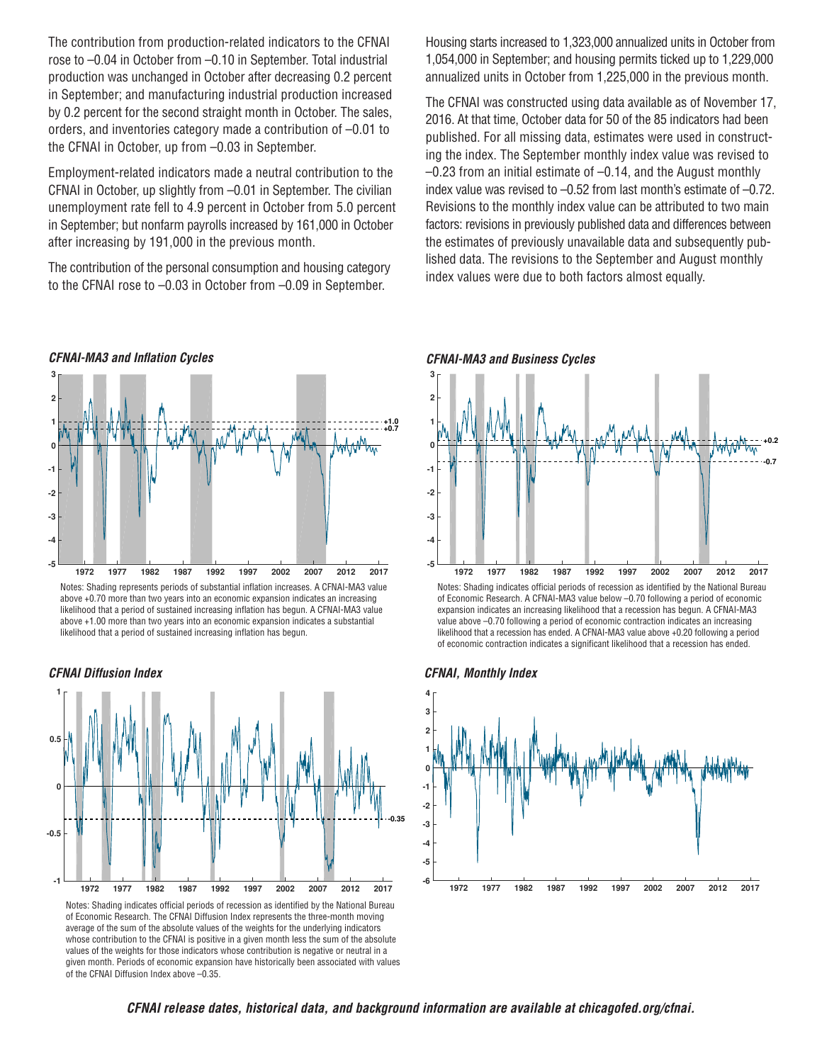The contribution from production-related indicators to the CFNAI rose to –0.04 in October from –0.10 in September. Total industrial production was unchanged in October after decreasing 0.2 percent in September; and manufacturing industrial production increased by 0.2 percent for the second straight month in October. The sales, orders, and inventories category made a contribution of –0.01 to the CFNAI in October, up from –0.03 in September.

Employment-related indicators made a neutral contribution to the CFNAI in October, up slightly from –0.01 in September. The civilian unemployment rate fell to 4.9 percent in October from 5.0 percent in September; but nonfarm payrolls increased by 161,000 in October after increasing by 191,000 in the previous month.

The contribution of the personal consumption and housing category to the CFNAI rose to –0.03 in October from –0.09 in September.

Housing starts increased to 1,323,000 annualized units in October from 1,054,000 in September; and housing permits ticked up to 1,229,000 annualized units in October from 1,225,000 in the previous month.

The CFNAI was constructed using data available as of November 17, 2016. At that time, October data for 50 of the 85 indicators had been published. For all missing data, estimates were used in constructing the index. The September monthly index value was revised to –0.23 from an initial estimate of –0.14, and the August monthly index value was revised to –0.52 from last month's estimate of –0.72. Revisions to the monthly index value can be attributed to two main factors: revisions in previously published data and differences between the estimates of previously unavailable data and subsequently published data. The revisions to the September and August monthly index values were due to both factors almost equally.

***CFNAI-MA3 and Inflation Cycles***

3
2
1
0
-1
-2
-3
-4
-5
+1.0
+0.7
1972 1977 1982 1987 1992 1997 2002 2007 2012 2017

Notes: Shading represents periods of substantial inflation increases. A CFNAI-MA3 value above +0.70 more than two years into an economic expansion indicates an increasing likelihood that a period of sustained increasing inflation has begun. A CFNAI-MA3 value above +1.00 more than two years into an economic expansion indicates a substantial likelihood that a period of sustained increasing inflation has begun.

***CFNAI-MA3 and Business Cycles***

3
2
1
0
-1
-2
-3
-4
-5
+0.2
-0.7
1972 1977 1982 1987 1992 1997 2002 2007 2012 2017

Notes: Shading indicates official periods of recession as identified by the National Bureau of Economic Research. A CFNAI-MA3 value below –0.70 following a period of economic expansion indicates an increasing likelihood that a recession has begun. A CFNAI-MA3 value above –0.70 following a period of economic contraction indicates an increasing likelihood that a recession has ended. A CFNAI-MA3 value above +0.20 following a period of economic contraction indicates a significant likelihood that a recession has ended.

***CFNAI Diffusion Index***

1
0.5
0
-0.5
-1
-0.35
1972 1977 1982 1987 1992 1997 2002 2007 2012 2017

Notes: Shading indicates official periods of recession as identified by the National Bureau of Economic Research. The CFNAI Diffusion Index represents the three-month moving average of the sum of the absolute values of the weights for the underlying indicators whose contribution to the CFNAI is positive in a given month less the sum of the absolute values of the weights for those indicators whose contribution is negative or neutral in a given month. Periods of economic expansion have historically been associated with values of the CFNAI Diffusion Index above –0.35.

***CFNAI, Monthly Index***

4
3
2
1
0
-1
-2
-3
-4
-5
-6
1972 1977 1982 1987 1992 1997 2002 2007 2012 2017

***CFNAI release dates, historical data, and background information are available at chicagofed.org/cfnai.***